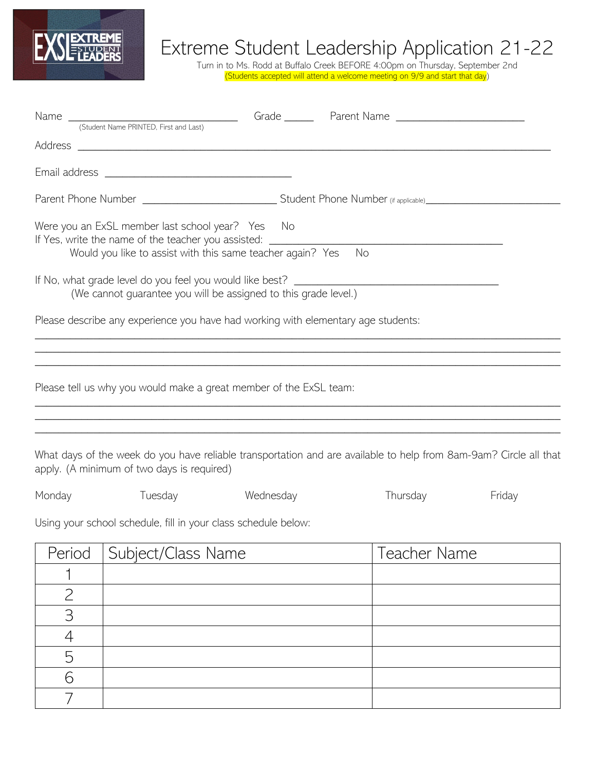# Extreme Student Leadership Application 21-22

Turn in to Ms. Rodd at Buffalo Creek BEFORE 4:00pm on Thursday, September 2nd

(Students accepted will attend a welcome meeting on 9/9 and start that day)

Name ______________________________ Grade _____ Parent Name ______________________

(Student Name PRINTED, First and Last)

Address ________________________________________________________________________________

Email address _________________________________

Parent Phone Number _______________________ Student Phone Number (if applicable)_______________________

Were you an ExSL member last school year? Yes No

If Yes, write the name of the teacher you assisted: _________________________________________

Would you like to assist with this same teacher again? Yes No

If No, what grade level do you feel you would like best? ____________________________________

(We cannot guarantee you will be assigned to this grade level.)

Please describe any experience you have had working with elementary age students:

_______________________________________________________________________________________________

_______________________________________________________________________________________________

_______________________________________________________________________________________________

Please tell us why you would make a great member of the ExSL team:

_______________________________________________________________________________________________

_______________________________________________________________________________________________

_______________________________________________________________________________________________

What days of the week do you have reliable transportation and are available to help from 8am-9am? Circle all that apply. (A minimum of two days is required)

Monday Tuesday Wednesday Thursday Friday

Using your school schedule, fill in your class schedule below:

| Period | Subject/Class Name | Teacher Name |
|---|---|---|
| 1 | | |
| 2 | | |
| 3 | | |
| 4 | | |
| 5 | | |
| 6 | | |
| 7 | | |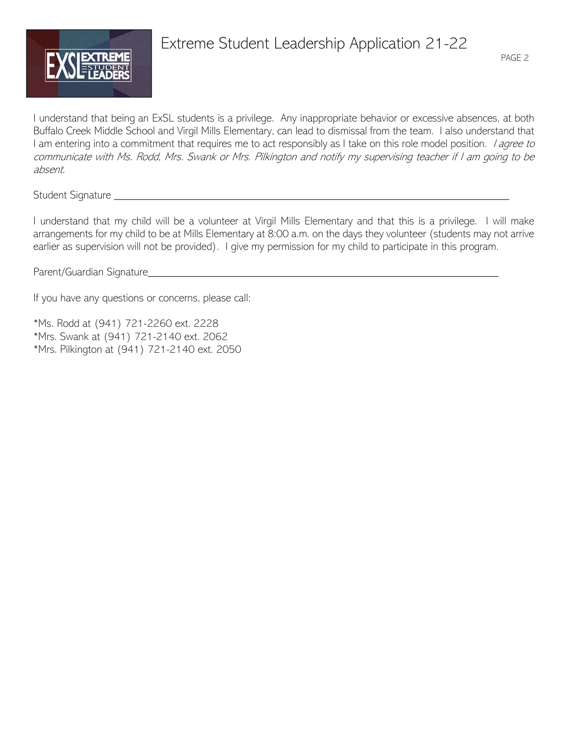# Extreme Student Leadership Application 21-22

I understand that being an ExSL students is a privilege. Any inappropriate behavior or excessive absences, at both Buffalo Creek Middle School and Virgil Mills Elementary, can lead to dismissal from the team. I also understand that I am entering into a commitment that requires me to act responsibly as I take on this role model position. *I agree to communicate with Ms. Rodd, Mrs. Swank or Mrs. Pilkington and notify my supervising teacher if I am going to be absent.*

Student Signature ___________________________________________________________________________

I understand that my child will be a volunteer at Virgil Mills Elementary and that this is a privilege. I will make arrangements for my child to be at Mills Elementary at 8:00 a.m. on the days they volunteer (students may not arrive earlier as supervision will not be provided). I give my permission for my child to participate in this program.

Parent/Guardian Signature_________________________________________________________________

If you have any questions or concerns, please call:

*Ms. Rodd at (941) 721-2260 ext. 2228
*Mrs. Swank at (941) 721-2140 ext. 2062
*Mrs. Pilkington at (941) 721-2140 ext. 2050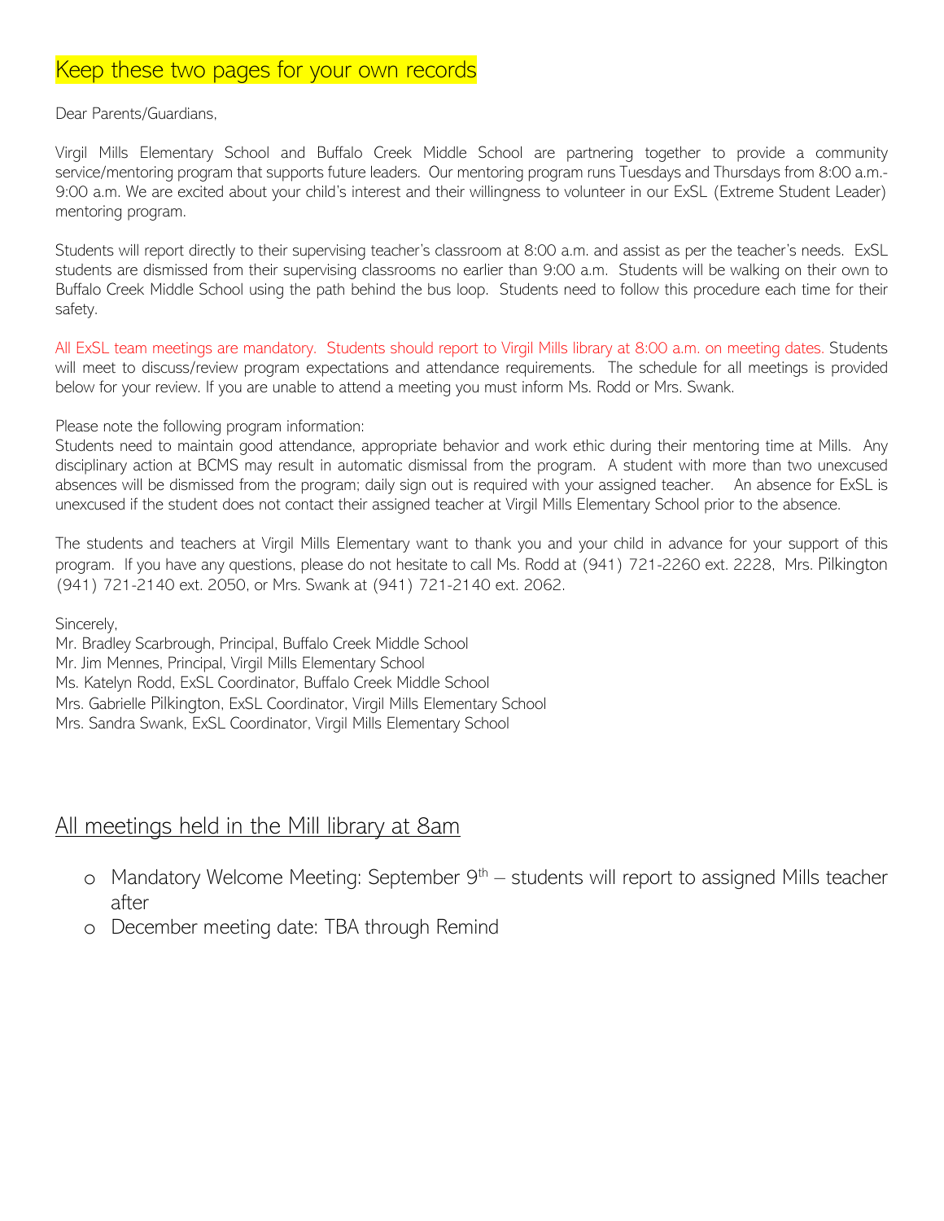# Keep these two pages for your own records

Dear Parents/Guardians,

Virgil Mills Elementary School and Buffalo Creek Middle School are partnering together to provide a community service/mentoring program that supports future leaders. Our mentoring program runs Tuesdays and Thursdays from 8:00 a.m.-9:00 a.m. We are excited about your child's interest and their willingness to volunteer in our ExSL (Extreme Student Leader) mentoring program.

Students will report directly to their supervising teacher's classroom at 8:00 a.m. and assist as per the teacher's needs. ExSL students are dismissed from their supervising classrooms no earlier than 9:00 a.m. Students will be walking on their own to Buffalo Creek Middle School using the path behind the bus loop. Students need to follow this procedure each time for their safety.

All ExSL team meetings are mandatory. Students should report to Virgil Mills library at 8:00 a.m. on meeting dates. Students will meet to discuss/review program expectations and attendance requirements. The schedule for all meetings is provided below for your review. If you are unable to attend a meeting you must inform Ms. Rodd or Mrs. Swank.

Please note the following program information:
Students need to maintain good attendance, appropriate behavior and work ethic during their mentoring time at Mills. Any disciplinary action at BCMS may result in automatic dismissal from the program. A student with more than two unexcused absences will be dismissed from the program; daily sign out is required with your assigned teacher. An absence for ExSL is unexcused if the student does not contact their assigned teacher at Virgil Mills Elementary School prior to the absence.

The students and teachers at Virgil Mills Elementary want to thank you and your child in advance for your support of this program. If you have any questions, please do not hesitate to call Ms. Rodd at (941) 721-2260 ext. 2228, Mrs. Pilkington (941) 721-2140 ext. 2050, or Mrs. Swank at (941) 721-2140 ext. 2062.

Sincerely,
Mr. Bradley Scarbrough, Principal, Buffalo Creek Middle School
Mr. Jim Mennes, Principal, Virgil Mills Elementary School
Ms. Katelyn Rodd, ExSL Coordinator, Buffalo Creek Middle School
Mrs. Gabrielle Pilkington, ExSL Coordinator, Virgil Mills Elementary School
Mrs. Sandra Swank, ExSL Coordinator, Virgil Mills Elementary School

## All meetings held in the Mill library at 8am

- Mandatory Welcome Meeting: September 9th – students will report to assigned Mills teacher after
- December meeting date: TBA through Remind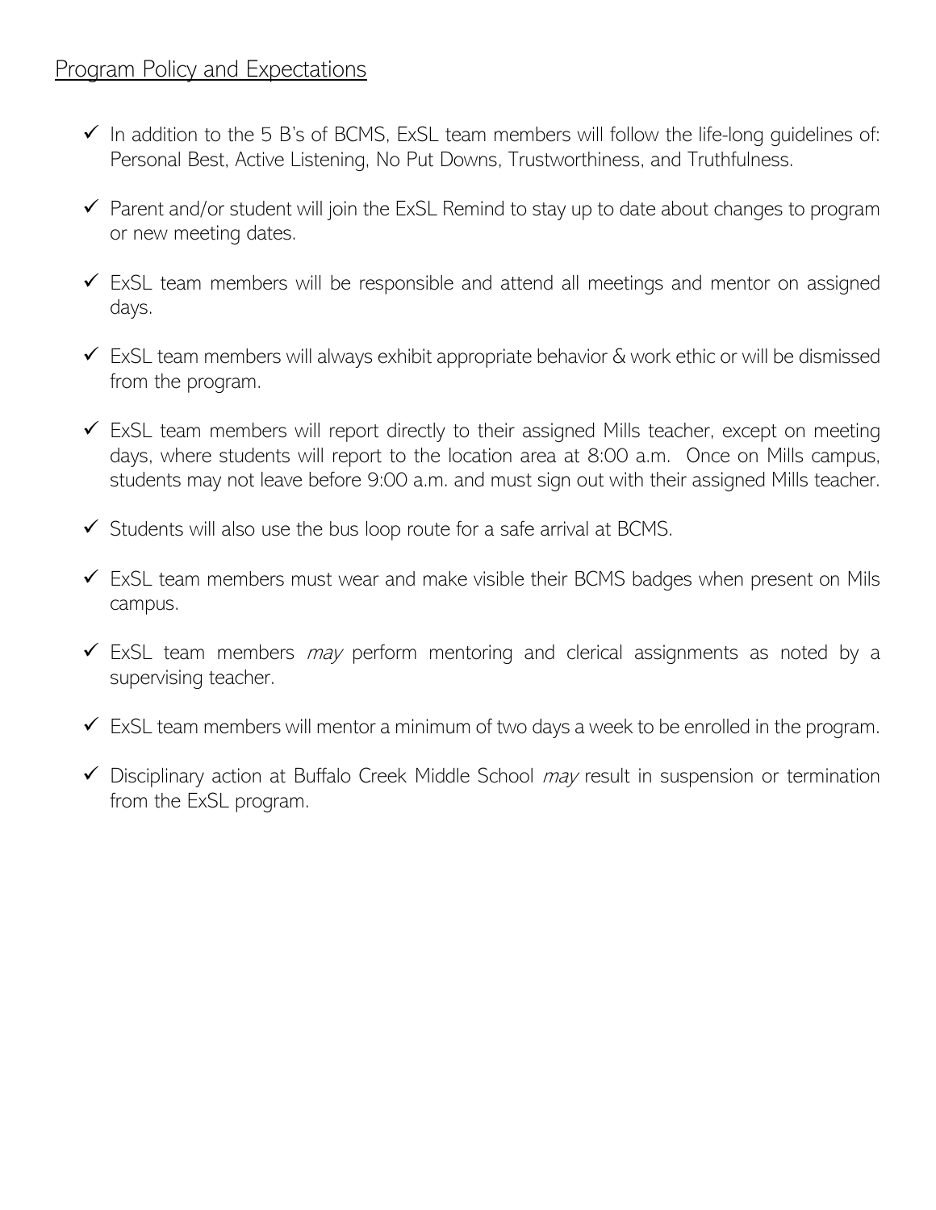## Program Policy and Expectations

- ✓ In addition to the 5 B's of BCMS, ExSL team members will follow the life-long guidelines of: Personal Best, Active Listening, No Put Downs, Trustworthiness, and Truthfulness.
- ✓ Parent and/or student will join the ExSL Remind to stay up to date about changes to program or new meeting dates.
- ✓ ExSL team members will be responsible and attend all meetings and mentor on assigned days.
- ✓ ExSL team members will always exhibit appropriate behavior & work ethic or will be dismissed from the program.
- ✓ ExSL team members will report directly to their assigned Mills teacher, except on meeting days, where students will report to the location area at 8:00 a.m. Once on Mills campus, students may not leave before 9:00 a.m. and must sign out with their assigned Mills teacher.
- ✓ Students will also use the bus loop route for a safe arrival at BCMS.
- ✓ ExSL team members must wear and make visible their BCMS badges when present on Mils campus.
- ✓ ExSL team members *may* perform mentoring and clerical assignments as noted by a supervising teacher.
- ✓ ExSL team members will mentor a minimum of two days a week to be enrolled in the program.
- ✓ Disciplinary action at Buffalo Creek Middle School *may* result in suspension or termination from the ExSL program.